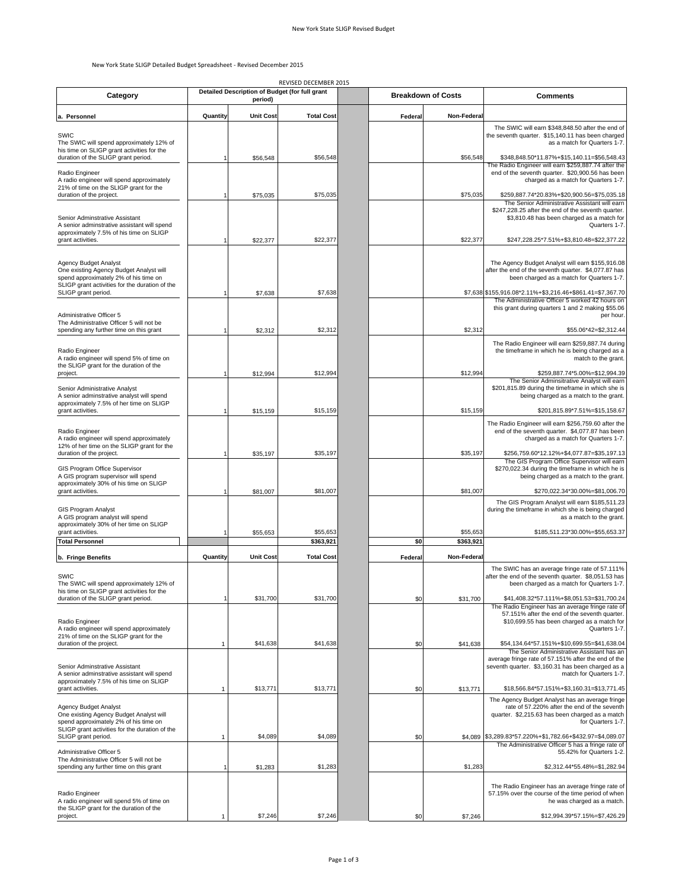New York State SLIGP Detailed Budget Spreadsheet - Revised December 2015

REVISED DECEMBER 2015

| Category | Detailed Description of Budget (for full grant period) | | | | Breakdown of Costs | | Comments |
|---|---|---|---|---|---|---|---|
| **a. Personnel** | **Quantity** | **Unit Cost** | **Total Cost** | | **Federal** | **Non-Federal** | |
| SWIC<br>The SWIC will spend approximately 12% of his time on SLIGP grant activities for the duration of the SLIGP grant period. | 1 | $56,548 | $56,548 | | | $56,548 | The SWIC will earn $348,848.50 after the end of the seventh quarter. $15,140.11 has been charged as a match for Quarters 1-7. $348,848.50*11.87%+$15,140.11=$56,548.43 |
| Radio Engineer<br>A radio engineer will spend approximately 21% of time on the SLIGP grant for the duration of the project. | 1 | $75,035 | $75,035 | | | $75,035 | The Radio Engineer will earn $259,887.74 after the end of the seventh quarter. $20,900.56 has been charged as a match for Quarters 1-7. $259,887.74*20.83%+$20,900.56=$75,035.18 |
| Senior Adminstrative Assistant<br>A senior adminstrative assistant will spend approximately 7.5% of his time on SLIGP grant activities. | 1 | $22,377 | $22,377 | | | $22,377 | The Senior Administrative Assistant will earn $247,228.25 after the end of the seventh quarter. $3,810.48 has been charged as a match for Quarters 1-7. $247,228.25*7.51%+$3,810.48=$22,377.22 |
| Agency Budget Analyst<br>One existing Agency Budget Analyst will spend approximately 2% of his time on SLIGP grant activities for the duration of the SLIGP grant period. | 1 | $7,638 | $7,638 | | | $7,638 | The Agency Budget Analyst will earn $155,916.08 after the end of the seventh quarter. $4,077.87 has been charged as a match for Quarters 1-7. $155,916.08*2.11%+$3,216.46+$861.41=$7,367.70 |
| Administrative Officer 5<br>The Administrative Officer 5 will not be spending any further time on this grant | 1 | $2,312 | $2,312 | | | $2,312 | The Administrative Officer 5 worked 42 hours on this grant during quarters 1 and 2 making $55.06 per hour. $55.06*42=$2,312.44 |
| Radio Engineer<br>A radio engineer will spend 5% of time on the SLIGP grant for the duration of the project. | 1 | $12,994 | $12,994 | | | $12,994 | The Radio Engineer will earn $259,887.74 during the timeframe in which he is being charged as a match to the grant. $259,887.74*5.00%=$12,994.39 |
| Senior Administrative Analyst<br>A senior adminstrative analyst will spend approximately 7.5% of her time on SLIGP grant activities. | 1 | $15,159 | $15,159 | | | $15,159 | The Senior Adminsitrative Analyst will earn $201,815.89 during the timeframe in which she is being charged as a match to the grant. $201,815.89*7.51%=$15,158.67 |
| Radio Engineer<br>A radio engineer will spend approximately 12% of her time on the SLIGP grant for the duration of the project. | 1 | $35,197 | $35,197 | | | $35,197 | The Radio Engineer will earn $256,759.60 after the end of the seventh quarter. $4,077.87 has been charged as a match for Quarters 1-7. $256,759.60*12.12%+$4,077.87=$35,197.13 |
| GIS Program Office Supervisor<br>A GIS program supervisor will spend approximately 30% of his time on SLIGP grant activities. | 1 | $81,007 | $81,007 | | | $81,007 | The GIS Program Office Supervisor will earn $270,022.34 during the timeframe in which he is being charged as a match to the grant. $270,022.34*30.00%=$81,006.70 |
| GIS Program Analyst<br>A GIS program analyst will spend approximately 30% of her time on SLIGP grant activities. | 1 | $55,653 | $55,653 | | | $55,653 | The GIS Program Analyst will earn $185,511.23 during the timeframe in which she is being charged as a match to the grant. $185,511.23*30.00%=$55,653.37 |
| **Total Personnel** | | | **$363,921** | | **$0** | **$363,921** | |
| **b. Fringe Benefits** | **Quantity** | **Unit Cost** | **Total Cost** | | **Federal** | **Non-Federal** | |
| SWIC<br>The SWIC will spend approximately 12% of his time on SLIGP grant activities for the duration of the SLIGP grant period. | 1 | $31,700 | $31,700 | | $0 | $31,700 | The SWIC has an average fringe rate of 57.111% after the end of the seventh quarter. $8,051.53 has been charged as a match for Quarters 1-7. $41,408.32*57.111%+$8,051.53=$31,700.24 |
| Radio Engineer<br>A radio engineer will spend approximately 21% of time on the SLIGP grant for the duration of the project. | 1 | $41,638 | $41,638 | | $0 | $41,638 | The Radio Engineer has an average fringe rate of 57.151% after the end of the seventh quarter. $10,699.55 has been charged as a match for Quarters 1-7. $54,134.64*57.151%+$10,699.55=$41,638.04 |
| Senior Adminstrative Assistant<br>A senior adminstrative assistant will spend approximately 7.5% of his time on SLIGP grant activities. | 1 | $13,771 | $13,771 | | $0 | $13,771 | The Senior Administrative Assistant has an average fringe rate of 57.151% after the end of the seventh quarter. $3,160.31 has been charged as a match for Quarters 1-7. $18,566.84*57.151%+$3,160.31=$13,771.45 |
| Agency Budget Analyst<br>One existing Agency Budget Analyst will spend approximately 2% of his time on SLIGP grant activities for the duration of the SLIGP grant period. | 1 | $4,089 | $4,089 | | $0 | $4,089 | The Agency Budget Analyst has an average fringe rate of 57.220% after the end of the seventh quarter. $2,215.63 has been charged as a match for Quarters 1-7. $3,289.83*57.220%+$1,782.66+$432.97=$4,089.07 |
| Administrative Officer 5<br>The Administrative Officer 5 will not be spending any further time on this grant | 1 | $1,283 | $1,283 | | | $1,283 | The Administrative Officer 5 has a fringe rate of 55.42% for Quarters 1-2. $2,312.44*55.48%=$1,282.94 |
| Radio Engineer<br>A radio engineer will spend 5% of time on the SLIGP grant for the duration of the project. | 1 | $7,246 | $7,246 | | $0 | $7,246 | The Radio Engineer has average fringe rate of 57.15% over the course of the time period of when he was charged as a match. $12,994.39*57.15%=$7,426.29 |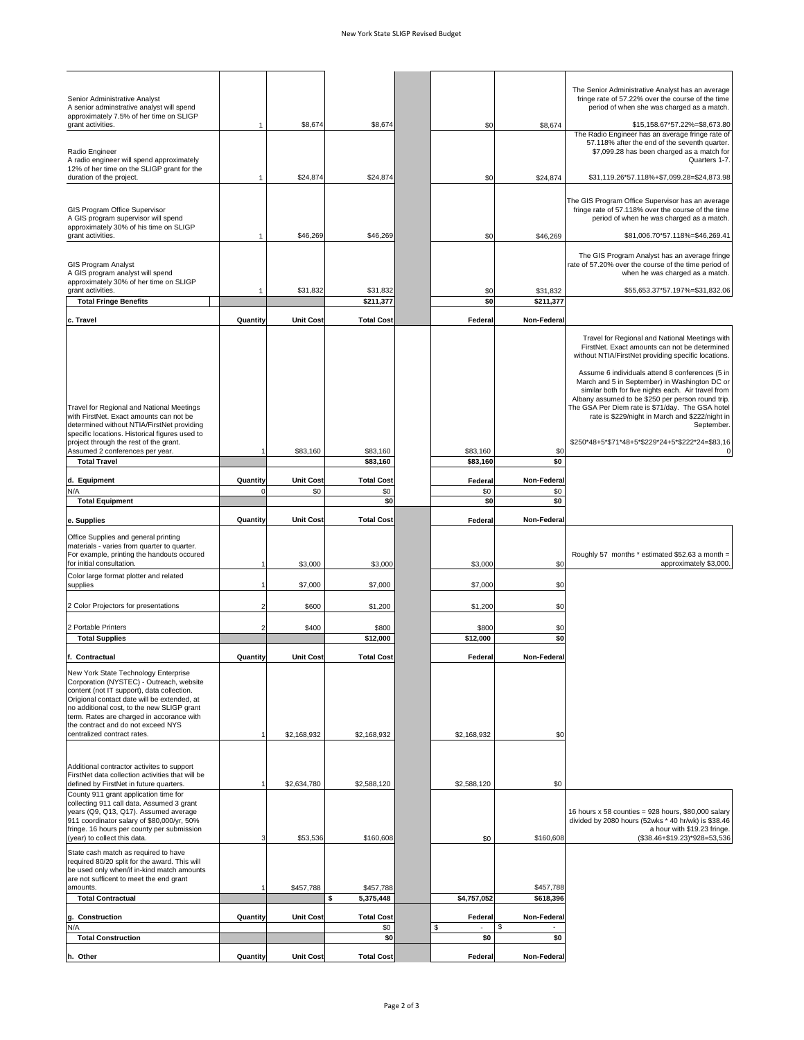| | | | | | | | |
|---|---|---|---|---|---|---|---|
| Senior Administrative Analyst<br>A senior adminstrative analyst will spend approximately 7.5% of her time on SLIGP grant activities. | 1 | $8,674 | $8,674 | | $0 | $8,674 | The Senior Administrative Analyst has an average fringe rate of 57.22% over the course of the time period of when she was charged as a match.<br><br>$15,158.67*57.22%=$8,673.80 |
| Radio Engineer<br>A radio engineer will spend approximately 12% of her time on the SLIGP grant for the duration of the project. | 1 | $24,874 | $24,874 | | $0 | $24,874 | The Radio Engineer has an average fringe rate of 57.118% after the end of the seventh quarter. $7,099.28 has been charged as a match for Quarters 1-7.<br><br>$31,119.26*57.118%+$7,099.28=$24,873.98 |
| GIS Program Office Supervisor<br>A GIS program supervisor will spend approximately 30% of his time on SLIGP grant activities. | 1 | $46,269 | $46,269 | | $0 | $46,269 | The GIS Program Office Supervisor has an average fringe rate of 57.118% over the course of the time period of when he was charged as a match.<br><br>$81,006.70*57.118%=$46,269.41 |
| GIS Program Analyst<br>A GIS program analyst will spend approximately 30% of her time on SLIGP grant activities. | 1 | $31,832 | $31,832 | | $0 | $31,832 | The GIS Program Analyst has an average fringe rate of 57.20% over the course of the time period of when he was charged as a match.<br><br>$55,653.37*57.197%=$31,832.06 |
| **Total Fringe Benefits** | | | **$211,377** | | **$0** | **$211,377** | |
| **c. Travel** | **Quantity** | **Unit Cost** | **Total Cost** | | **Federal** | **Non-Federal** | |
| Travel for Regional and National Meetings with FirstNet. Exact amounts can not be determined without NTIA/FirstNet providing specific locations. Historical figures used to project through the rest of the grant. Assumed 2 conferences per year. | 1 | $83,160 | $83,160 | | $83,160 | $0 | Travel for Regional and National Meetings with FirstNet. Exact amounts can not be determined without NTIA/FirstNet providing specific locations.<br><br>Assume 6 individuals attend 8 conferences (5 in March and 5 in September) in Washington DC or similar both for five nights each. Air travel from Albany assumed to be $250 per person round trip. The GSA Per Diem rate is $71/day. The GSA hotel rate is $229/night in March and $222/night in September.<br><br>$250*48+5*$71*48+5*$229*24+5*$222*24=$83,160 |
| **Total Travel** | | | **$83,160** | | **$83,160** | **$0** | |
| **d. Equipment** | **Quantity** | **Unit Cost** | **Total Cost** | | **Federal** | **Non-Federal** | |
| N/A | 0 | $0 | $0 | | $0 | $0 | |
| **Total Equipment** | | | **$0** | | **$0** | **$0** | |
| **e. Supplies** | **Quantity** | **Unit Cost** | **Total Cost** | | **Federal** | **Non-Federal** | |
| Office Supplies and general printing materials - varies from quarter to quarter. For example, printing the handouts occured for initial consultation. | 1 | $3,000 | $3,000 | | $3,000 | $0 | Roughly 57 months * estimated $52.63 a month = approximately $3,000. |
| Color large format plotter and related supplies | 1 | $7,000 | $7,000 | | $7,000 | $0 | |
| 2 Color Projectors for presentations | 2 | $600 | $1,200 | | $1,200 | $0 | |
| 2 Portable Printers | 2 | $400 | $800 | | $800 | $0 | |
| **Total Supplies** | | | **$12,000** | | **$12,000** | **$0** | |
| **f. Contractual** | **Quantity** | **Unit Cost** | **Total Cost** | | **Federal** | **Non-Federal** | |
| New York State Technology Enterprise Corporation (NYSTEC) - Outreach, website content (not IT support), data collection. Origional contact date will be extended, at no additional cost, to the new SLIGP grant term. Rates are charged in accorance with the contract and do not exceed NYS centralized contract rates. | 1 | $2,168,932 | $2,168,932 | | $2,168,932 | $0 | |
| Additional contractor activites to support FirstNet data collection activities that will be defined by FirstNet in future quarters. | 1 | $2,634,780 | $2,588,120 | | $2,588,120 | $0 | |
| County 911 grant application time for collecting 911 call data. Assumed 3 grant years (Q9, Q13, Q17). Assumed average 911 coordinator salary of $80,000/yr, 50% fringe. 16 hours per county per submission (year) to collect this data. | 3 | $53,536 | $160,608 | | $0 | $160,608 | 16 hours x 58 counties = 928 hours, $80,000 salary divided by 2080 hours (52wks * 40 hr/wk) is $38.46 a hour with $19.23 fringe. ($38.46+$19.23)*928=53,536 |
| State cash match as required to have required 80/20 split for the award. This will be used only when/if in-kind match amounts are not sufficent to meet the end grant amounts. | 1 | $457,788 | $457,788 | | | $457,788 | |
| **Total Contractual** | | | **$ 5,375,448** | | **$4,757,052** | **$618,396** | |
| **g. Construction** | **Quantity** | **Unit Cost** | **Total Cost** | | **Federal** | **Non-Federal** | |
| N/A | | | $0 | | $ - | $ - | |
| **Total Construction** | | | **$0** | | **$0** | **$0** | |
| **h. Other** | **Quantity** | **Unit Cost** | **Total Cost** | | **Federal** | **Non-Federal** | |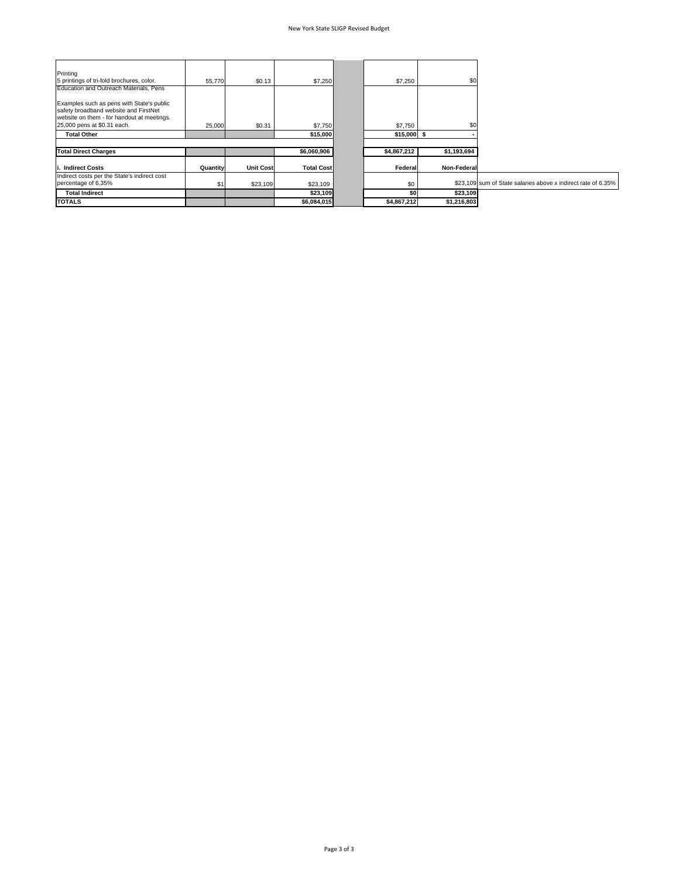| | Quantity | Unit Cost | Total Cost | | Federal | Non-Federal | |
|---|---|---|---|---|---|---|---|
| Printing<br>5 printings of tri-fold brochures, color. | 55,770 | $0.13 | $7,250 | | $7,250 | $0 | |
| Education and Outreach Materials, Pens<br><br>Examples such as pens with State's public safety broadband website and FirstNet website on them - for handout at meetings. 25,000 pens at $0.31 each. | 25,000 | $0.31 | $7,750 | | $7,750 | $0 | |
| **Total Other** | | | **$15,000** | | **$15,000** | **$ -** | |
| | | | | | | | |
| **Total Direct Charges** | | | **$6,060,906** | | **$4,867,212** | **$1,193,694** | |
| | | | | | | | |
| **i. Indirect Costs** | **Quantity** | **Unit Cost** | **Total Cost** | | **Federal** | **Non-Federal** | |
| Indirect costs per the State's indirect cost percentage of 6.35% | $1 | $23,109 | $23,109 | | $0 | $23,109 | sum of State salaries above x indirect rate of 6.35% |
| **Total Indirect** | | | **$23,109** | | **$0** | **$23,109** | |
| **TOTALS** | | | **$6,084,015** | | **$4,867,212** | **$1,216,803** | |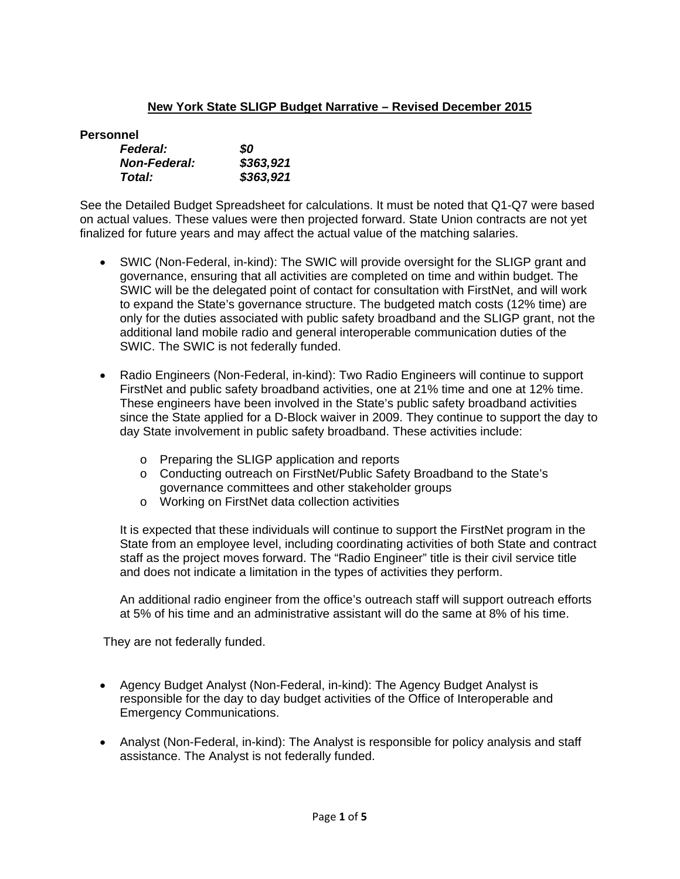## New York State SLIGP Budget Narrative – Revised December 2015

**Personnel**

| | |
|---|---|
| ***Federal:*** | ***$0*** |
| ***Non-Federal:*** | ***$363,921*** |
| ***Total:*** | ***$363,921*** |

See the Detailed Budget Spreadsheet for calculations. It must be noted that Q1-Q7 were based on actual values. These values were then projected forward. State Union contracts are not yet finalized for future years and may affect the actual value of the matching salaries.

- SWIC (Non-Federal, in-kind): The SWIC will provide oversight for the SLIGP grant and governance, ensuring that all activities are completed on time and within budget. The SWIC will be the delegated point of contact for consultation with FirstNet, and will work to expand the State's governance structure. The budgeted match costs (12% time) are only for the duties associated with public safety broadband and the SLIGP grant, not the additional land mobile radio and general interoperable communication duties of the SWIC. The SWIC is not federally funded.

- Radio Engineers (Non-Federal, in-kind): Two Radio Engineers will continue to support FirstNet and public safety broadband activities, one at 21% time and one at 12% time. These engineers have been involved in the State's public safety broadband activities since the State applied for a D-Block waiver in 2009. They continue to support the day to day State involvement in public safety broadband. These activities include:

  - Preparing the SLIGP application and reports
  - Conducting outreach on FirstNet/Public Safety Broadband to the State's governance committees and other stakeholder groups
  - Working on FirstNet data collection activities

  It is expected that these individuals will continue to support the FirstNet program in the State from an employee level, including coordinating activities of both State and contract staff as the project moves forward. The "Radio Engineer" title is their civil service title and does not indicate a limitation in the types of activities they perform.

  An additional radio engineer from the office's outreach staff will support outreach efforts at 5% of his time and an administrative assistant will do the same at 8% of his time.

They are not federally funded.

- Agency Budget Analyst (Non-Federal, in-kind): The Agency Budget Analyst is responsible for the day to day budget activities of the Office of Interoperable and Emergency Communications.

- Analyst (Non-Federal, in-kind): The Analyst is responsible for policy analysis and staff assistance. The Analyst is not federally funded.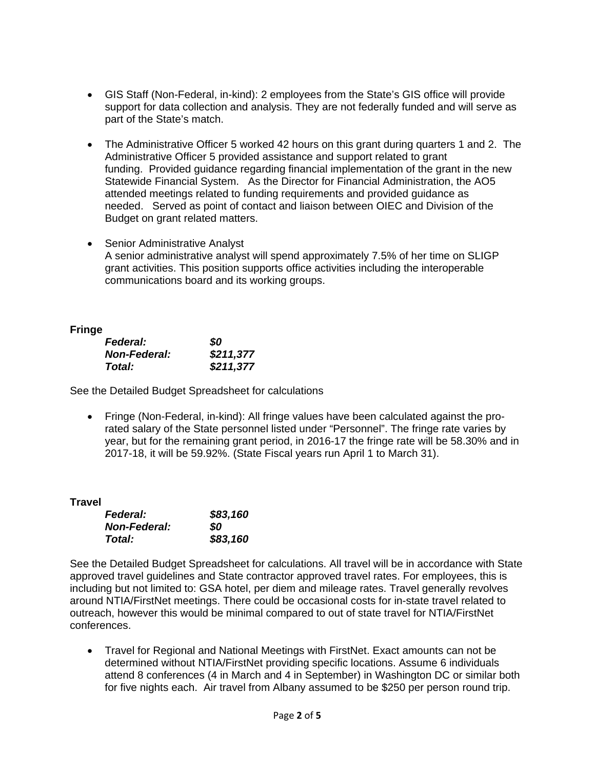- GIS Staff (Non-Federal, in-kind): 2 employees from the State's GIS office will provide support for data collection and analysis. They are not federally funded and will serve as part of the State's match.

- The Administrative Officer 5 worked 42 hours on this grant during quarters 1 and 2. The Administrative Officer 5 provided assistance and support related to grant funding. Provided guidance regarding financial implementation of the grant in the new Statewide Financial System. As the Director for Financial Administration, the AO5 attended meetings related to funding requirements and provided guidance as needed. Served as point of contact and liaison between OIEC and Division of the Budget on grant related matters.

- Senior Administrative Analyst
  A senior administrative analyst will spend approximately 7.5% of her time on SLIGP grant activities. This position supports office activities including the interoperable communications board and its working groups.

**Fringe**

| | |
|---|---|
| ***Federal:*** | ***$0*** |
| ***Non-Federal:*** | ***$211,377*** |
| ***Total:*** | ***$211,377*** |

See the Detailed Budget Spreadsheet for calculations

- Fringe (Non-Federal, in-kind): All fringe values have been calculated against the pro-rated salary of the State personnel listed under "Personnel". The fringe rate varies by year, but for the remaining grant period, in 2016-17 the fringe rate will be 58.30% and in 2017-18, it will be 59.92%. (State Fiscal years run April 1 to March 31).

**Travel**

| | |
|---|---|
| ***Federal:*** | ***$83,160*** |
| ***Non-Federal:*** | ***$0*** |
| ***Total:*** | ***$83,160*** |

See the Detailed Budget Spreadsheet for calculations. All travel will be in accordance with State approved travel guidelines and State contractor approved travel rates. For employees, this is including but not limited to: GSA hotel, per diem and mileage rates. Travel generally revolves around NTIA/FirstNet meetings. There could be occasional costs for in-state travel related to outreach, however this would be minimal compared to out of state travel for NTIA/FirstNet conferences.

- Travel for Regional and National Meetings with FirstNet. Exact amounts can not be determined without NTIA/FirstNet providing specific locations. Assume 6 individuals attend 8 conferences (4 in March and 4 in September) in Washington DC or similar both for five nights each. Air travel from Albany assumed to be $250 per person round trip.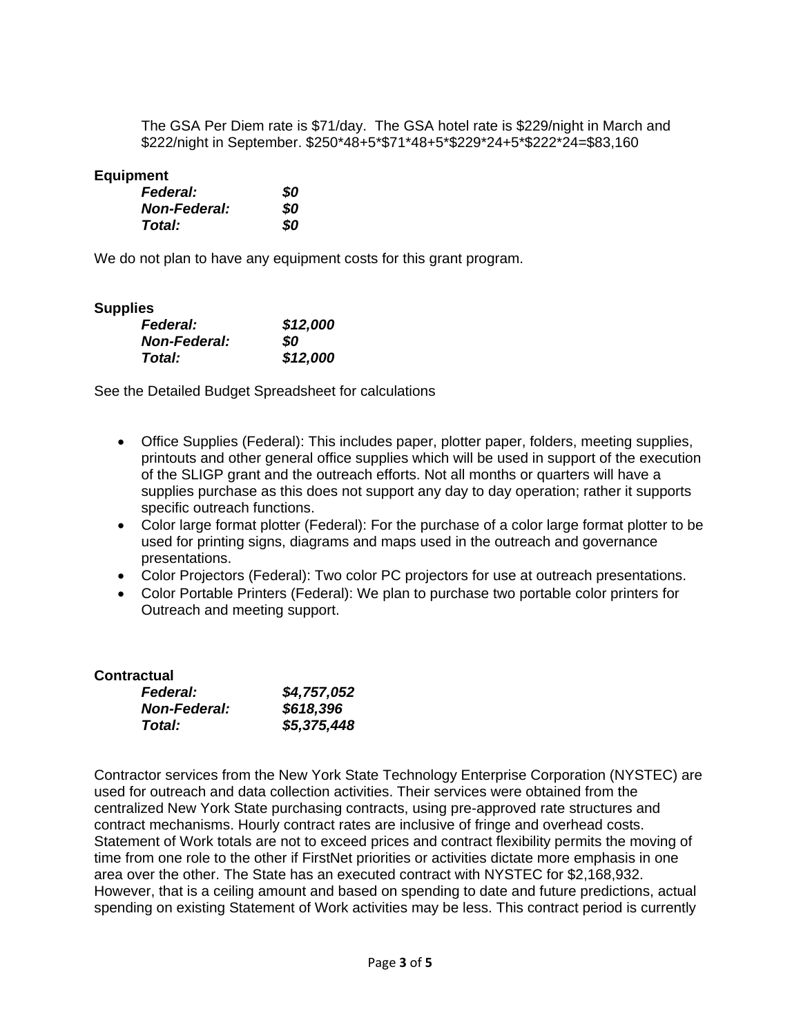The GSA Per Diem rate is $71/day. The GSA hotel rate is $229/night in March and $222/night in September. $250*48+5*$71*48+5*$229*24+5*$222*24=$83,160

**Equipment**

| | |
|---|---|
| ***Federal:*** | ***$0*** |
| ***Non-Federal:*** | ***$0*** |
| ***Total:*** | ***$0*** |

We do not plan to have any equipment costs for this grant program.

**Supplies**

| | |
|---|---|
| ***Federal:*** | ***$12,000*** |
| ***Non-Federal:*** | ***$0*** |
| ***Total:*** | ***$12,000*** |

See the Detailed Budget Spreadsheet for calculations

- Office Supplies (Federal): This includes paper, plotter paper, folders, meeting supplies, printouts and other general office supplies which will be used in support of the execution of the SLIGP grant and the outreach efforts. Not all months or quarters will have a supplies purchase as this does not support any day to day operation; rather it supports specific outreach functions.
- Color large format plotter (Federal): For the purchase of a color large format plotter to be used for printing signs, diagrams and maps used in the outreach and governance presentations.
- Color Projectors (Federal): Two color PC projectors for use at outreach presentations.
- Color Portable Printers (Federal): We plan to purchase two portable color printers for Outreach and meeting support.

**Contractual**

| | |
|---|---|
| ***Federal:*** | ***$4,757,052*** |
| ***Non-Federal:*** | ***$618,396*** |
| ***Total:*** | ***$5,375,448*** |

Contractor services from the New York State Technology Enterprise Corporation (NYSTEC) are used for outreach and data collection activities. Their services were obtained from the centralized New York State purchasing contracts, using pre-approved rate structures and contract mechanisms. Hourly contract rates are inclusive of fringe and overhead costs. Statement of Work totals are not to exceed prices and contract flexibility permits the moving of time from one role to the other if FirstNet priorities or activities dictate more emphasis in one area over the other. The State has an executed contract with NYSTEC for $2,168,932. However, that is a ceiling amount and based on spending to date and future predictions, actual spending on existing Statement of Work activities may be less. This contract period is currently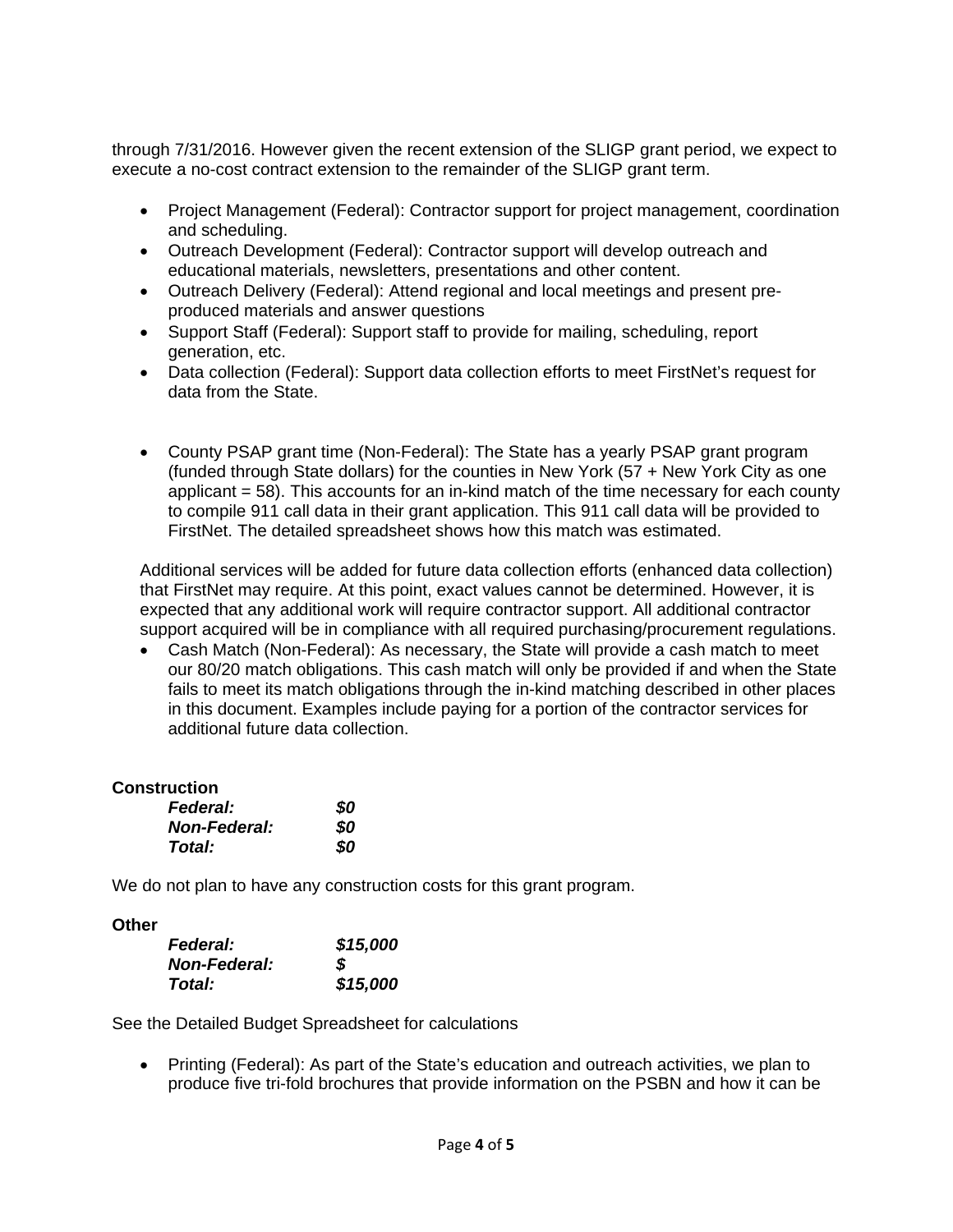through 7/31/2016. However given the recent extension of the SLIGP grant period, we expect to execute a no-cost contract extension to the remainder of the SLIGP grant term.

- Project Management (Federal): Contractor support for project management, coordination and scheduling.
- Outreach Development (Federal): Contractor support will develop outreach and educational materials, newsletters, presentations and other content.
- Outreach Delivery (Federal): Attend regional and local meetings and present pre-produced materials and answer questions
- Support Staff (Federal): Support staff to provide for mailing, scheduling, report generation, etc.
- Data collection (Federal): Support data collection efforts to meet FirstNet's request for data from the State.

- County PSAP grant time (Non-Federal): The State has a yearly PSAP grant program (funded through State dollars) for the counties in New York (57 + New York City as one applicant = 58). This accounts for an in-kind match of the time necessary for each county to compile 911 call data in their grant application. This 911 call data will be provided to FirstNet. The detailed spreadsheet shows how this match was estimated.

Additional services will be added for future data collection efforts (enhanced data collection) that FirstNet may require. At this point, exact values cannot be determined. However, it is expected that any additional work will require contractor support. All additional contractor support acquired will be in compliance with all required purchasing/procurement regulations.

- Cash Match (Non-Federal): As necessary, the State will provide a cash match to meet our 80/20 match obligations. This cash match will only be provided if and when the State fails to meet its match obligations through the in-kind matching described in other places in this document. Examples include paying for a portion of the contractor services for additional future data collection.

**Construction**

| | |
|---|---|
| ***Federal:*** | ***$0*** |
| ***Non-Federal:*** | ***$0*** |
| ***Total:*** | ***$0*** |

We do not plan to have any construction costs for this grant program.

**Other**

| | |
|---|---|
| ***Federal:*** | ***$15,000*** |
| ***Non-Federal:*** | ***$*** |
| ***Total:*** | ***$15,000*** |

See the Detailed Budget Spreadsheet for calculations

- Printing (Federal): As part of the State's education and outreach activities, we plan to produce five tri-fold brochures that provide information on the PSBN and how it can be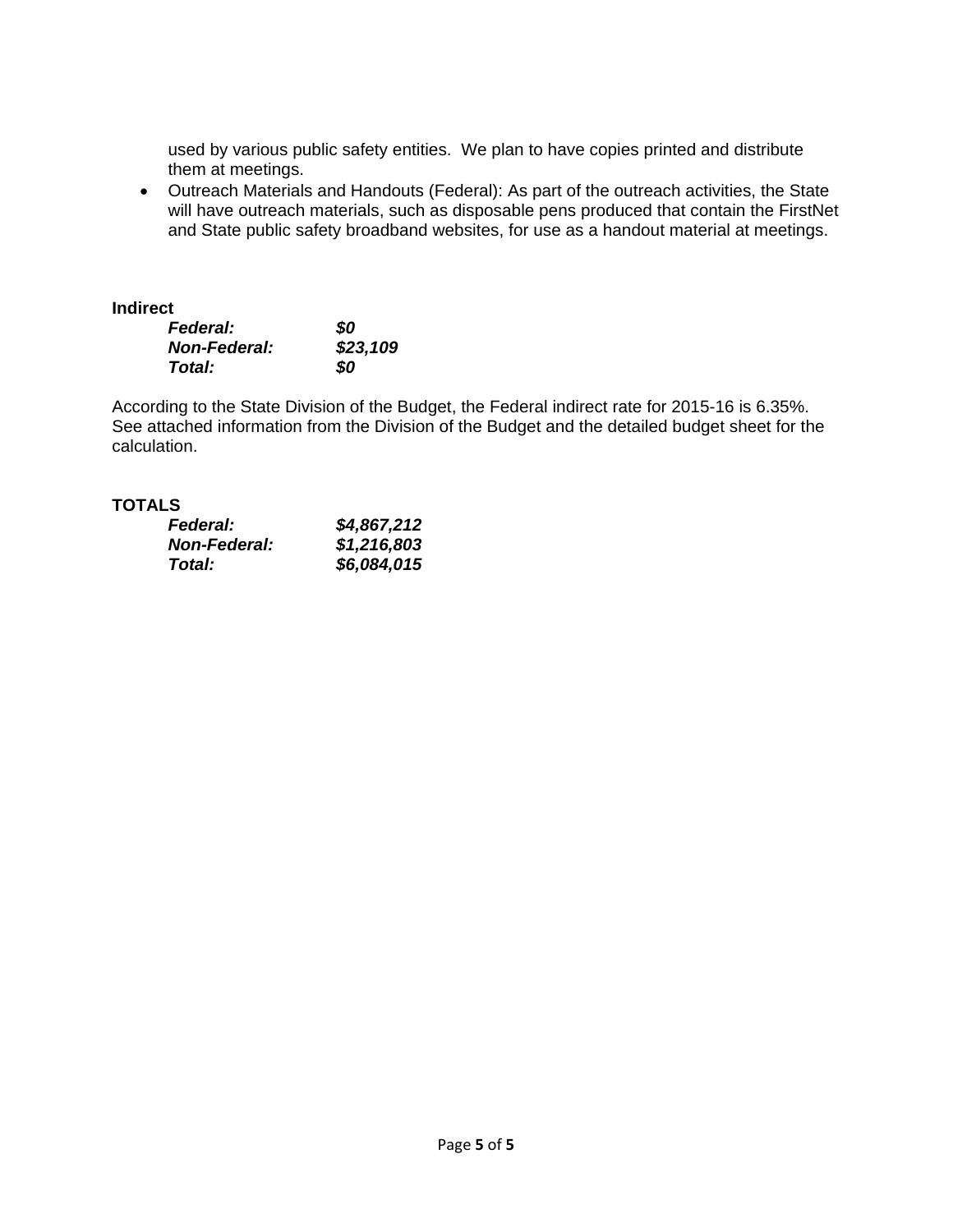used by various public safety entities. We plan to have copies printed and distribute them at meetings.

- Outreach Materials and Handouts (Federal): As part of the outreach activities, the State will have outreach materials, such as disposable pens produced that contain the FirstNet and State public safety broadband websites, for use as a handout material at meetings.

**Indirect**

| | |
|---|---|
| ***Federal:*** | ***$0*** |
| ***Non-Federal:*** | ***$23,109*** |
| ***Total:*** | ***$0*** |

According to the State Division of the Budget, the Federal indirect rate for 2015-16 is 6.35%. See attached information from the Division of the Budget and the detailed budget sheet for the calculation.

**TOTALS**

| | |
|---|---|
| ***Federal:*** | ***$4,867,212*** |
| ***Non-Federal:*** | ***$1,216,803*** |
| ***Total:*** | ***$6,084,015*** |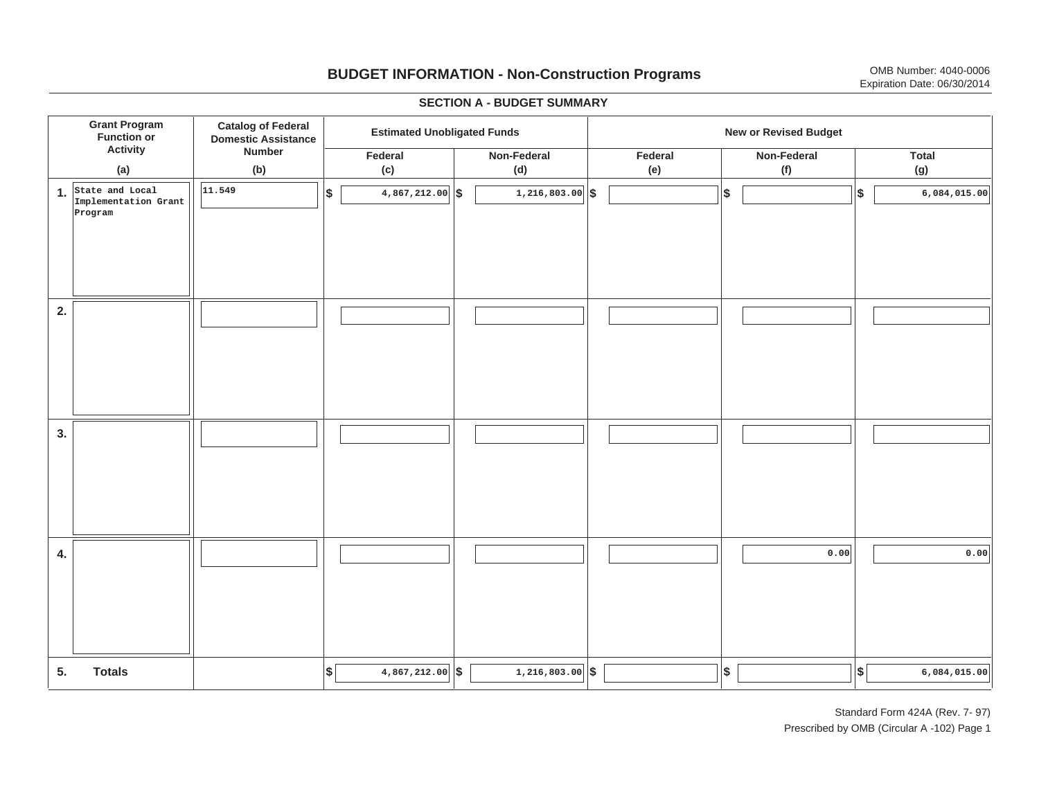# BUDGET INFORMATION - Non-Construction Programs

OMB Number: 4040-0006
Expiration Date: 06/30/2014

## SECTION A - BUDGET SUMMARY

| Grant Program Function or Activity (a) | Catalog of Federal Domestic Assistance Number (b) | Estimated Unobligated Funds | | New or Revised Budget | | |
|---|---|---|---|---|---|---|
| | | Federal (c) | Non-Federal (d) | Federal (e) | Non-Federal (f) | Total (g) |
| 1. State and Local Implementation Grant Program | 11.549 | $ 4,867,212.00 | $ 1,216,803.00 | $ | $ | $ 6,084,015.00 |
| 2. | | | | | | |
| 3. | | | | | | |
| 4. | | | | | 0.00 | 0.00 |
| 5. **Totals** | | $ 4,867,212.00 | $ 1,216,803.00 | $ | $ | $ 6,084,015.00 |

Standard Form 424A (Rev. 7- 97)
Prescribed by OMB (Circular A -102) Page 1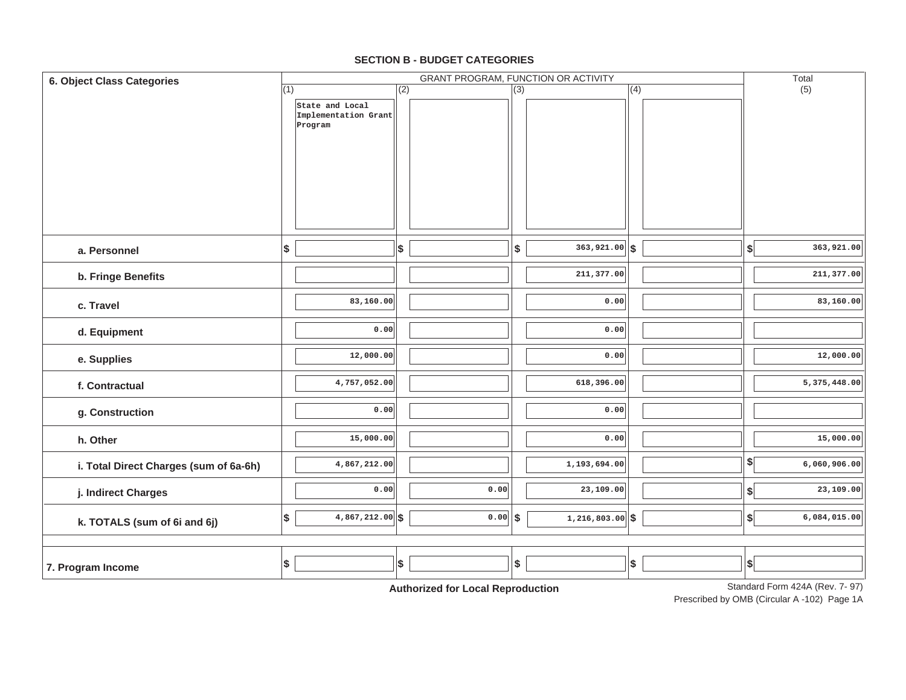## SECTION B - BUDGET CATEGORIES

| 6. Object Class Categories | GRANT PROGRAM, FUNCTION OR ACTIVITY | | | | Total |
|---|---|---|---|---|---|
| | (1) State and Local Implementation Grant Program | (2) | (3) | (4) | (5) |
| a. Personnel | $ | $ | $ 363,921.00 | $ | $ 363,921.00 |
| b. Fringe Benefits | | | 211,377.00 | | 211,377.00 |
| c. Travel | 83,160.00 | | 0.00 | | 83,160.00 |
| d. Equipment | 0.00 | | 0.00 | | |
| e. Supplies | 12,000.00 | | 0.00 | | 12,000.00 |
| f. Contractual | 4,757,052.00 | | 618,396.00 | | 5,375,448.00 |
| g. Construction | 0.00 | | 0.00 | | |
| h. Other | 15,000.00 | | 0.00 | | 15,000.00 |
| i. Total Direct Charges (sum of 6a-6h) | 4,867,212.00 | | 1,193,694.00 | | $ 6,060,906.00 |
| j. Indirect Charges | 0.00 | 0.00 | 23,109.00 | | $ 23,109.00 |
| k. TOTALS (sum of 6i and 6j) | $ 4,867,212.00 | $ 0.00 | $ 1,216,803.00 | $ | $ 6,084,015.00 |
| 7. Program Income | $ | $ | $ | $ | $ |

**Authorized for Local Reproduction**

Standard Form 424A (Rev. 7- 97)
Prescribed by OMB (Circular A -102) Page 1A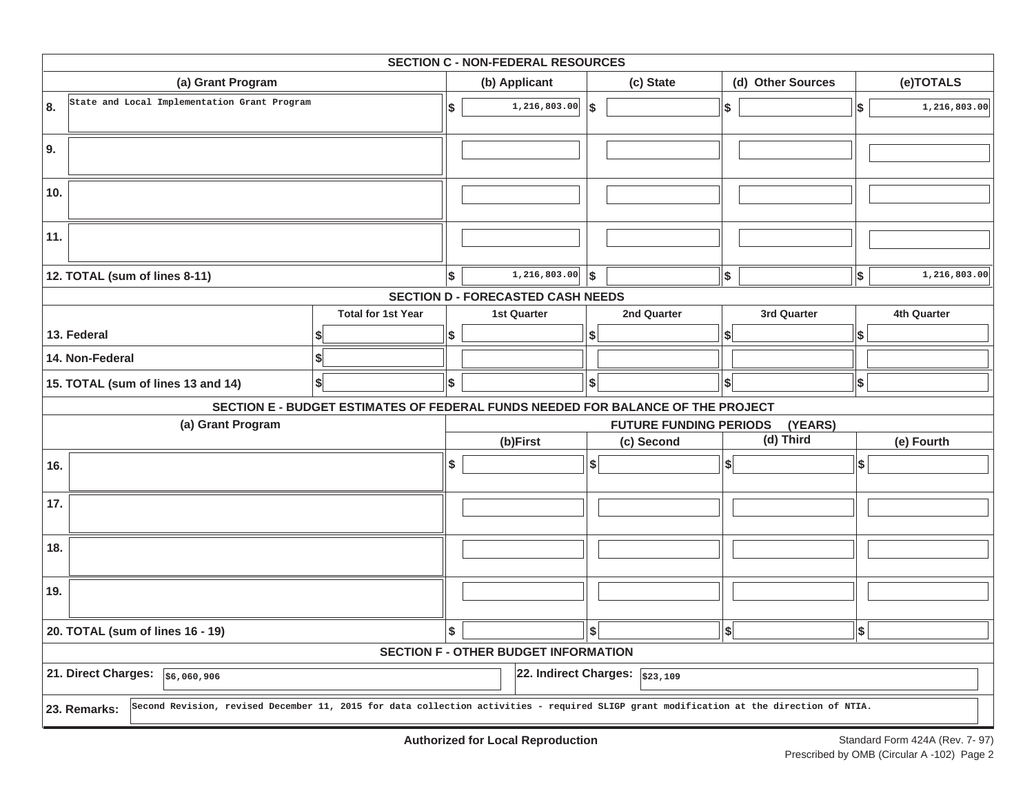## SECTION C - NON-FEDERAL RESOURCES

| (a) Grant Program | (b) Applicant | (c) State | (d) Other Sources | (e)TOTALS |
|---|---|---|---|---|
| 8. State and Local Implementation Grant Program | $ 1,216,803.00 | $ | $ | $ 1,216,803.00 |
| 9. | | | | |
| 10. | | | | |
| 11. | | | | |
| 12. TOTAL (sum of lines 8-11) | $ 1,216,803.00 | $ | $ | $ 1,216,803.00 |

## SECTION D - FORECASTED CASH NEEDS

| | Total for 1st Year | 1st Quarter | 2nd Quarter | 3rd Quarter | 4th Quarter |
|---|---|---|---|---|---|
| 13. Federal | $ | $ | $ | $ | $ |
| 14. Non-Federal | $ | | | | |
| 15. TOTAL (sum of lines 13 and 14) | $ | $ | $ | $ | $ |

## SECTION E - BUDGET ESTIMATES OF FEDERAL FUNDS NEEDED FOR BALANCE OF THE PROJECT

| (a) Grant Program | FUTURE FUNDING PERIODS (YEARS) | | | |
|---|---|---|---|---|
| | (b)First | (c) Second | (d) Third | (e) Fourth |
| 16. | $ | $ | $ | $ |
| 17. | | | | |
| 18. | | | | |
| 19. | | | | |
| 20. TOTAL (sum of lines 16 - 19) | $ | $ | $ | $ |

## SECTION F - OTHER BUDGET INFORMATION

**21. Direct Charges:** $6,060,906

**22. Indirect Charges:** $23,109

**23. Remarks:** Second Revision, revised December 11, 2015 for data collection activities - required SLIGP grant modification at the direction of NTIA.

**Authorized for Local Reproduction**

Standard Form 424A (Rev. 7- 97)
Prescribed by OMB (Circular A -102) Page 2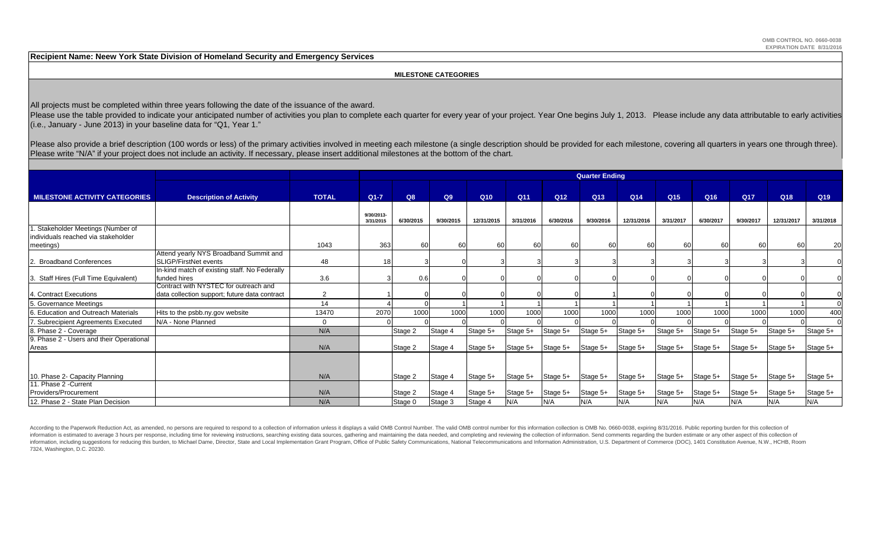OMB CONTROL NO. 0660-0038
EXPIRATION DATE 8/31/2016

**Recipient Name: Neew York State Division of Homeland Security and Emergency Services**

**MILESTONE CATEGORIES**

All projects must be completed within three years following the date of the issuance of the award.
Please use the table provided to indicate your anticipated number of activities you plan to complete each quarter for every year of your project. Year One begins July 1, 2013. Please include any data attributable to early activities (i.e., January - June 2013) in your baseline data for "Q1, Year 1."

Please also provide a brief description (100 words or less) of the primary activities involved in meeting each milestone (a single description should be provided for each milestone, covering all quarters in years one through three). Please write "N/A" if your project does not include an activity. If necessary, please insert additional milestones at the bottom of the chart.

| | | | Quarter Ending | | | | | | | | | | | | |
|---|---|---|---|---|---|---|---|---|---|---|---|---|---|---|---|
| **MILESTONE ACTIVITY CATEGORIES** | **Description of Activity** | **TOTAL** | **Q1-7** | **Q8** | **Q9** | **Q10** | **Q11** | **Q12** | **Q13** | **Q14** | **Q15** | **Q16** | **Q17** | **Q18** | **Q19** |
| | | | 9/30/2013-3/31/2015 | 6/30/2015 | 9/30/2015 | 12/31/2015 | 3/31/2016 | 6/30/2016 | 9/30/2016 | 12/31/2016 | 3/31/2017 | 6/30/2017 | 9/30/2017 | 12/31/2017 | 3/31/2018 |
| 1. Stakeholder Meetings (Number of individuals reached via stakeholder meetings) | | 1043 | 363 | 60 | 60 | 60 | 60 | 60 | 60 | 60 | 60 | 60 | 60 | 60 | 20 |
| 2. Broadband Conferences | Attend yearly NYS Broadband Summit and SLIGP/FirstNet events | 48 | 18 | 3 | 0 | 3 | 3 | 3 | 3 | 3 | 3 | 3 | 3 | 3 | 0 |
| 3. Staff Hires (Full Time Equivalent) | In-kind match of existing staff. No Federally funded hires | 3.6 | 3 | 0.6 | 0 | 0 | 0 | 0 | 0 | 0 | 0 | 0 | 0 | 0 | 0 |
| 4. Contract Executions | Contract with NYSTEC for outreach and data collection support; future data contract | 2 | 1 | 0 | 0 | 0 | 0 | 0 | 1 | 0 | 0 | 0 | 0 | 0 | 0 |
| 5. Governance Meetings | | 14 | 4 | 0 | 1 | 1 | 1 | 1 | 1 | 1 | 1 | 1 | 1 | 1 | 0 |
| 6. Education and Outreach Materials | Hits to the psbb.ny.gov website | 13470 | 2070 | 1000 | 1000 | 1000 | 1000 | 1000 | 1000 | 1000 | 1000 | 1000 | 1000 | 1000 | 400 |
| 7. Subrecipient Agreements Executed | N/A - None Planned | 0 | 0 | 0 | 0 | 0 | 0 | 0 | 0 | 0 | 0 | 0 | 0 | 0 | 0 |
| 8. Phase 2 - Coverage | | N/A | | Stage 2 | Stage 4 | Stage 5+ | Stage 5+ | Stage 5+ | Stage 5+ | Stage 5+ | Stage 5+ | Stage 5+ | Stage 5+ | Stage 5+ | Stage 5+ |
| 9. Phase 2 - Users and their Operational Areas | | N/A | | Stage 2 | Stage 4 | Stage 5+ | Stage 5+ | Stage 5+ | Stage 5+ | Stage 5+ | Stage 5+ | Stage 5+ | Stage 5+ | Stage 5+ | Stage 5+ |
| 10. Phase 2- Capacity Planning | | N/A | | Stage 2 | Stage 4 | Stage 5+ | Stage 5+ | Stage 5+ | Stage 5+ | Stage 5+ | Stage 5+ | Stage 5+ | Stage 5+ | Stage 5+ | Stage 5+ |
| 11. Phase 2 -Current Providers/Procurement | | N/A | | Stage 2 | Stage 4 | Stage 5+ | Stage 5+ | Stage 5+ | Stage 5+ | Stage 5+ | Stage 5+ | Stage 5+ | Stage 5+ | Stage 5+ | Stage 5+ |
| 12. Phase 2 - State Plan Decision | | N/A | | Stage 0 | Stage 3 | Stage 4 | N/A | N/A | N/A | N/A | N/A | N/A | N/A | N/A | N/A |

According to the Paperwork Reduction Act, as amended, no persons are required to respond to a collection of information unless it displays a valid OMB Control Number. The valid OMB control number for this information collection is OMB No. 0660-0038, expiring 8/31/2016. Public reporting burden for this collection of information is estimated to average 3 hours per response, including time for reviewing instructions, searching existing data sources, gathering and maintaining the data needed, and completing and reviewing the collection of information. Send comments regarding the burden estimate or any other aspect of this collection of information, including suggestions for reducing this burden, to Michael Dame, Director, State and Local Implementation Grant Program, Office of Public Safety Communications, National Telecommunications and Information Administration, U.S. Department of Commerce (DOC), 1401 Constitution Avenue, N.W., HCHB, Room 7324, Washington, D.C. 20230.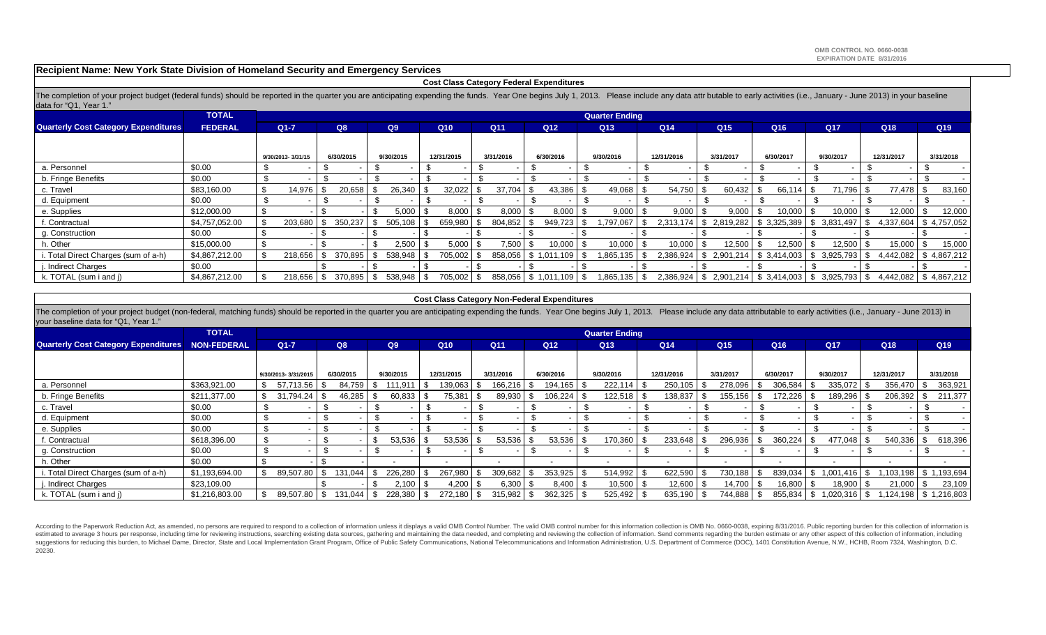OMB CONTROL NO. 0660-0038
EXPIRATION DATE 8/31/2016

**Recipient Name: New York State Division of Homeland Security and Emergency Services**

### Cost Class Category Federal Expenditures

The completion of your project budget (federal funds) should be reported in the quarter you are anticipating expending the funds. Year One begins July 1, 2013. Please include any data attr butable to early activities (i.e., January - June 2013) in your baseline data for "Q1, Year 1."

| Quarterly Cost Category Expenditures | TOTAL FEDERAL | Q1-7 | Q8 | Q9 | Q10 | Q11 | Q12 | Q13 | Q14 | Q15 | Q16 | Q17 | Q18 | Q19 |
|---|---|---|---|---|---|---|---|---|---|---|---|---|---|---|
| | | 9/30/2013- 3/31/15 | 6/30/2015 | 9/30/2015 | 12/31/2015 | 3/31/2016 | 6/30/2016 | 9/30/2016 | 12/31/2016 | 3/31/2017 | 6/30/2017 | 9/30/2017 | 12/31/2017 | 3/31/2018 |
| a. Personnel | $0.00 | $ - | $ - | $ - | $ - | $ - | $ - | $ - | $ - | $ - | $ - | $ - | $ - | $ - |
| b. Fringe Benefits | $0.00 | $ - | $ - | $ - | $ - | $ - | $ - | $ - | $ - | $ - | $ - | $ - | $ - | $ - |
| c. Travel | $83,160.00 | $ 14,976 | $ 20,658 | $ 26,340 | $ 32,022 | $ 37,704 | $ 43,386 | $ 49,068 | $ 54,750 | $ 60,432 | $ 66,114 | $ 71,796 | $ 77,478 | $ 83,160 |
| d. Equipment | $0.00 | $ - | $ - | $ - | $ - | $ - | $ - | $ - | $ - | $ - | $ - | $ - | $ - | $ - |
| e. Supplies | $12,000.00 | $ - | $ - | $ 5,000 | $ 8,000 | $ 8,000 | $ 8,000 | $ 9,000 | $ 9,000 | $ 9,000 | $ 10,000 | $ 10,000 | $ 12,000 | $ 12,000 |
| f. Contractual | $4,757,052.00 | $ 203,680 | $ 350,237 | $ 505,108 | $ 659,980 | $ 804,852 | $ 949,723 | $ 1,797,067 | $ 2,313,174 | $ 2,819,282 | $ 3,325,389 | $ 3,831,497 | $ 4,337,604 | $ 4,757,052 |
| g. Construction | $0.00 | $ - | $ - | $ - | $ - | $ - | $ - | $ - | $ - | $ - | $ - | $ - | $ - | $ - |
| h. Other | $15,000.00 | $ - | $ - | $ 2,500 | $ 5,000 | $ 7,500 | $ 10,000 | $ 10,000 | $ 10,000 | $ 12,500 | $ 12,500 | $ 12,500 | $ 15,000 | $ 15,000 |
| i. Total Direct Charges (sum of a-h) | $4,867,212.00 | $ 218,656 | $ 370,895 | $ 538,948 | $ 705,002 | $ 858,056 | $ 1,011,109 | $ 1,865,135 | $ 2,386,924 | $ 2,901,214 | $ 3,414,003 | $ 3,925,793 | $ 4,442,082 | $ 4,867,212 |
| j. Indirect Charges | $0.00 | | $ - | $ - | $ - | $ - | $ - | $ - | $ - | $ - | $ - | $ - | $ - | $ - |
| k. TOTAL (sum i and j) | $4,867,212.00 | $ 218,656 | $ 370,895 | $ 538,948 | $ 705,002 | $ 858,056 | $ 1,011,109 | $ 1,865,135 | $ 2,386,924 | $ 2,901,214 | $ 3,414,003 | $ 3,925,793 | $ 4,442,082 | $ 4,867,212 |

### Cost Class Category Non-Federal Expenditures

The completion of your project budget (non-federal, matching funds) should be reported in the quarter you are anticipating expending the funds. Year One begins July 1, 2013. Please include any data attributable to early activities (i.e., January - June 2013) in your baseline data for "Q1, Year 1."

| Quarterly Cost Category Expenditures | TOTAL NON-FEDERAL | Q1-7 | Q8 | Q9 | Q10 | Q11 | Q12 | Q13 | Q14 | Q15 | Q16 | Q17 | Q18 | Q19 |
|---|---|---|---|---|---|---|---|---|---|---|---|---|---|---|
| | | 9/30/2013- 3/31/2015 | 6/30/2015 | 9/30/2015 | 12/31/2015 | 3/31/2016 | 6/30/2016 | 9/30/2016 | 12/31/2016 | 3/31/2017 | 6/30/2017 | 9/30/2017 | 12/31/2017 | 3/31/2018 |
| a. Personnel | $363,921.00 | $ 57,713.56 | $ 84,759 | $ 111,911 | $ 139,063 | $ 166,216 | $ 194,165 | $ 222,114 | $ 250,105 | $ 278,096 | $ 306,584 | $ 335,072 | $ 356,470 | $ 363,921 |
| b. Fringe Benefits | $211,377.00 | $ 31,794.24 | $ 46,285 | $ 60,833 | $ 75,381 | $ 89,930 | $ 106,224 | $ 122,518 | $ 138,837 | $ 155,156 | $ 172,226 | $ 189,296 | $ 206,392 | $ 211,377 |
| c. Travel | $0.00 | $ - | $ - | $ - | $ - | $ - | $ - | $ - | $ - | $ - | $ - | $ - | $ - | $ - |
| d. Equipment | $0.00 | $ - | $ - | $ - | $ - | $ - | $ - | $ - | $ - | $ - | $ - | $ - | $ - | $ - |
| e. Supplies | $0.00 | $ - | $ - | $ - | $ - | $ - | $ - | $ - | $ - | $ - | $ - | $ - | $ - | $ - |
| f. Contractual | $618,396.00 | $ - | $ - | $ 53,536 | $ 53,536 | $ 53,536 | $ 53,536 | $ 170,360 | $ 233,648 | $ 296,936 | $ 360,224 | $ 477,048 | $ 540,336 | $ 618,396 |
| g. Construction | $0.00 | $ - | $ - | $ - | $ - | $ - | $ - | $ - | $ - | $ - | $ - | $ - | $ - | $ - |
| h. Other | $0.00 | $ - | $ - | - | - | - | - | - | - | - | - | - | - | - |
| i. Total Direct Charges (sum of a-h) | $1,193,694.00 | $ 89,507.80 | $ 131,044 | $ 226,280 | $ 267,980 | $ 309,682 | $ 353,925 | $ 514,992 | $ 622,590 | $ 730,188 | $ 839,034 | $ 1,001,416 | $ 1,103,198 | $ 1,193,694 |
| j. Indirect Charges | $23,109.00 | | $ - | $ 2,100 | $ 4,200 | $ 6,300 | $ 8,400 | $ 10,500 | $ 12,600 | $ 14,700 | $ 16,800 | $ 18,900 | $ 21,000 | $ 23,109 |
| k. TOTAL (sum i and j) | $1,216,803.00 | $ 89,507.80 | $ 131,044 | $ 228,380 | $ 272,180 | $ 315,982 | $ 362,325 | $ 525,492 | $ 635,190 | $ 744,888 | $ 855,834 | $ 1,020,316 | $ 1,124,198 | $ 1,216,803 |

According to the Paperwork Reduction Act, as amended, no persons are required to respond to a collection of information unless it displays a valid OMB Control Number. The valid OMB control number for this information collection is OMB No. 0660-0038, expiring 8/31/2016. Public reporting burden for this collection of information is estimated to average 3 hours per response, including time for reviewing instructions, searching existing data sources, gathering and maintaining the data needed, and completing and reviewing the collection of information. Send comments regarding the burden estimate or any other aspect of this collection of information, including suggestions for reducing this burden, to Michael Dame, Director, State and Local Implementation Grant Program, Office of Public Safety Communications, National Telecommunications and Information Administration, U.S. Department of Commerce (DOC), 1401 Constitution Avenue, N.W., HCHB, Room 7324, Washington, D.C. 20230.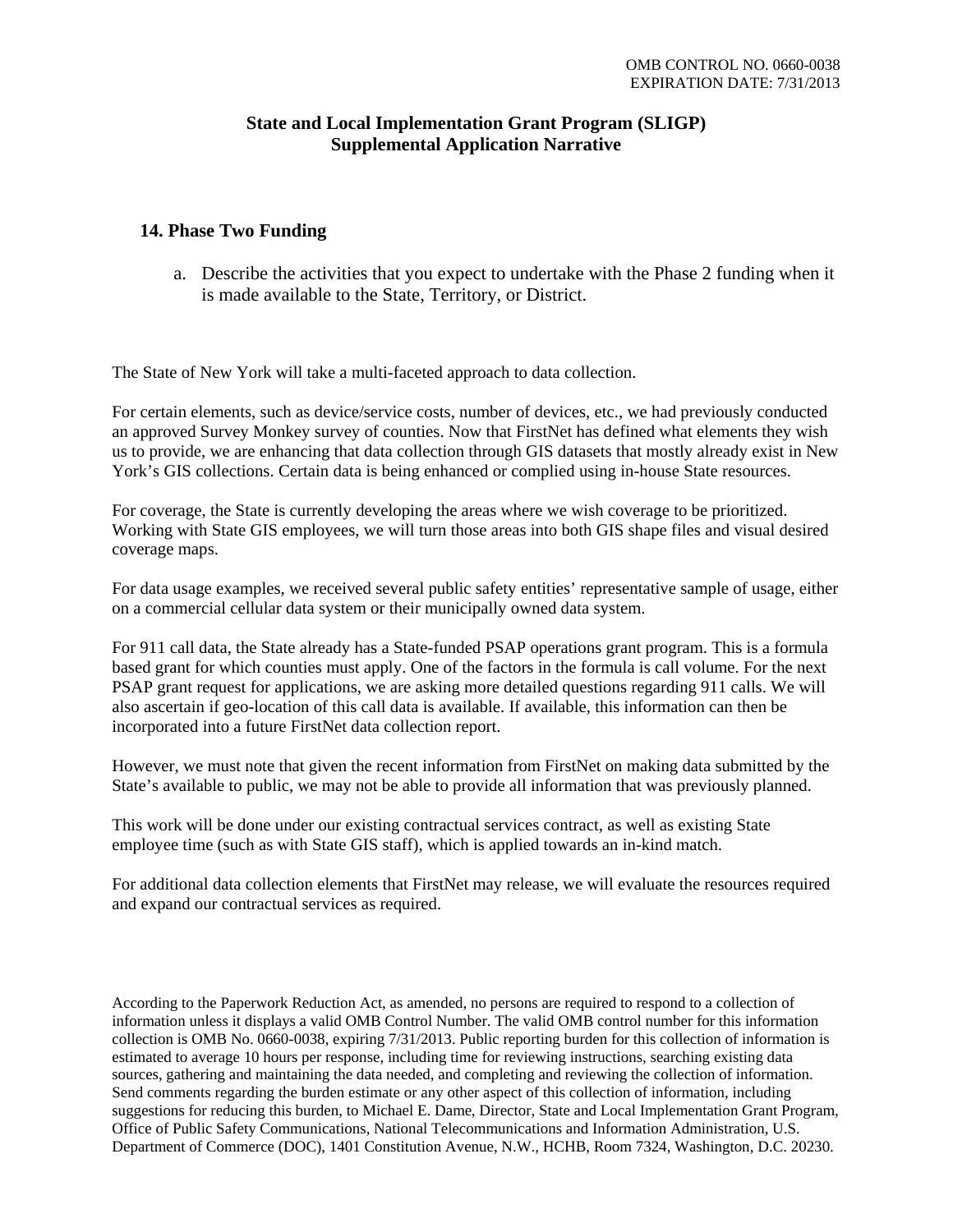OMB CONTROL NO. 0660-0038
EXPIRATION DATE: 7/31/2013

# State and Local Implementation Grant Program (SLIGP) Supplemental Application Narrative

## 14. Phase Two Funding

a. Describe the activities that you expect to undertake with the Phase 2 funding when it is made available to the State, Territory, or District.

The State of New York will take a multi-faceted approach to data collection.

For certain elements, such as device/service costs, number of devices, etc., we had previously conducted an approved Survey Monkey survey of counties. Now that FirstNet has defined what elements they wish us to provide, we are enhancing that data collection through GIS datasets that mostly already exist in New York's GIS collections. Certain data is being enhanced or complied using in-house State resources.

For coverage, the State is currently developing the areas where we wish coverage to be prioritized. Working with State GIS employees, we will turn those areas into both GIS shape files and visual desired coverage maps.

For data usage examples, we received several public safety entities' representative sample of usage, either on a commercial cellular data system or their municipally owned data system.

For 911 call data, the State already has a State-funded PSAP operations grant program. This is a formula based grant for which counties must apply. One of the factors in the formula is call volume. For the next PSAP grant request for applications, we are asking more detailed questions regarding 911 calls. We will also ascertain if geo-location of this call data is available. If available, this information can then be incorporated into a future FirstNet data collection report.

However, we must note that given the recent information from FirstNet on making data submitted by the State's available to public, we may not be able to provide all information that was previously planned.

This work will be done under our existing contractual services contract, as well as existing State employee time (such as with State GIS staff), which is applied towards an in-kind match.

For additional data collection elements that FirstNet may release, we will evaluate the resources required and expand our contractual services as required.

According to the Paperwork Reduction Act, as amended, no persons are required to respond to a collection of information unless it displays a valid OMB Control Number. The valid OMB control number for this information collection is OMB No. 0660-0038, expiring 7/31/2013. Public reporting burden for this collection of information is estimated to average 10 hours per response, including time for reviewing instructions, searching existing data sources, gathering and maintaining the data needed, and completing and reviewing the collection of information. Send comments regarding the burden estimate or any other aspect of this collection of information, including suggestions for reducing this burden, to Michael E. Dame, Director, State and Local Implementation Grant Program, Office of Public Safety Communications, National Telecommunications and Information Administration, U.S. Department of Commerce (DOC), 1401 Constitution Avenue, N.W., HCHB, Room 7324, Washington, D.C. 20230.